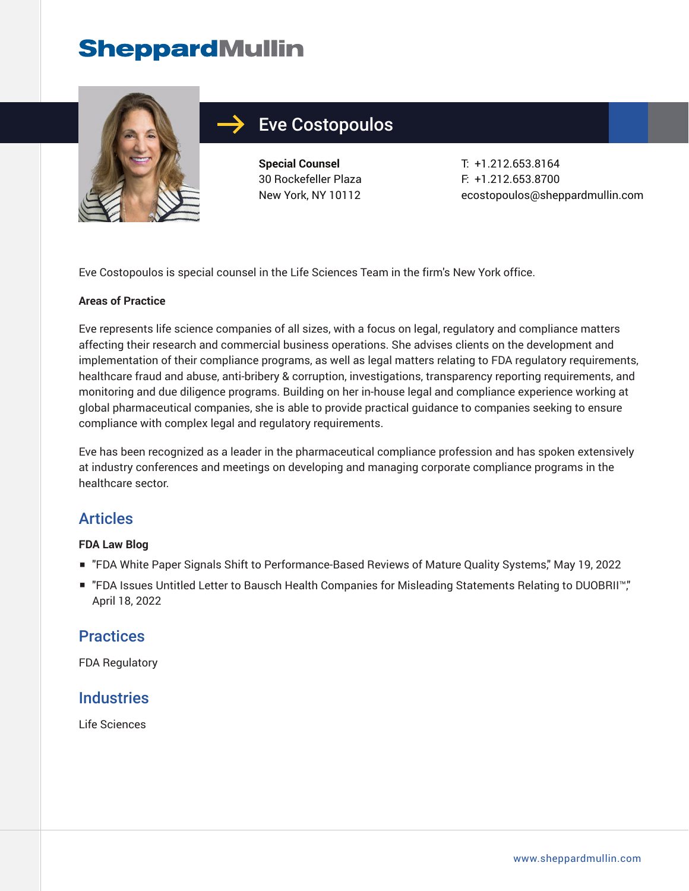SheppardMullin

# Eve Costopoulos

**Special Counsel**
30 Rockefeller Plaza
New York, NY 10112

T: +1.212.653.8164
F: +1.212.653.8700
ecostopoulos@sheppardmullin.com

Eve Costopoulos is special counsel in the Life Sciences Team in the firm's New York office.

**Areas of Practice**

Eve represents life science companies of all sizes, with a focus on legal, regulatory and compliance matters affecting their research and commercial business operations. She advises clients on the development and implementation of their compliance programs, as well as legal matters relating to FDA regulatory requirements, healthcare fraud and abuse, anti-bribery & corruption, investigations, transparency reporting requirements, and monitoring and due diligence programs. Building on her in-house legal and compliance experience working at global pharmaceutical companies, she is able to provide practical guidance to companies seeking to ensure compliance with complex legal and regulatory requirements.

Eve has been recognized as a leader in the pharmaceutical compliance profession and has spoken extensively at industry conferences and meetings on developing and managing corporate compliance programs in the healthcare sector.

## Articles

**FDA Law Blog**

- "FDA White Paper Signals Shift to Performance-Based Reviews of Mature Quality Systems," May 19, 2022
- "FDA Issues Untitled Letter to Bausch Health Companies for Misleading Statements Relating to DUOBRII™," April 18, 2022

## Practices

FDA Regulatory

## Industries

Life Sciences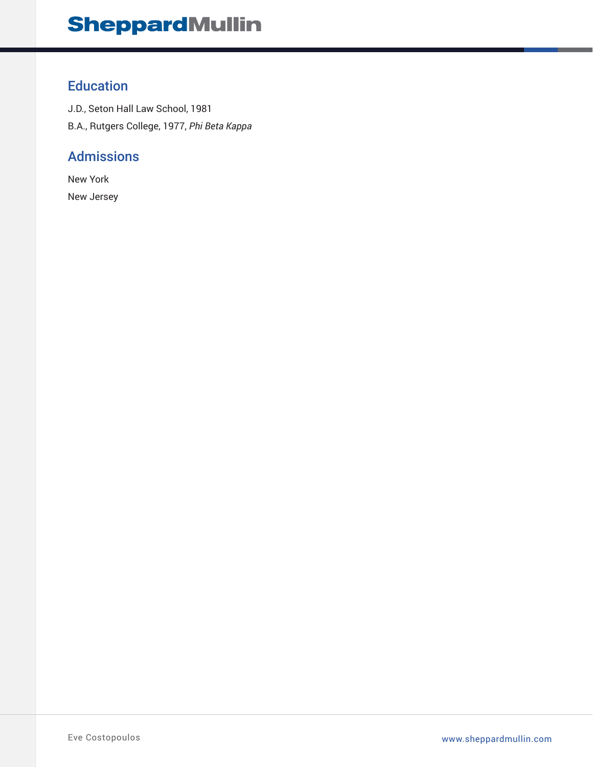## Education

J.D., Seton Hall Law School, 1981

B.A., Rutgers College, 1977, *Phi Beta Kappa*

## Admissions

New York

New Jersey